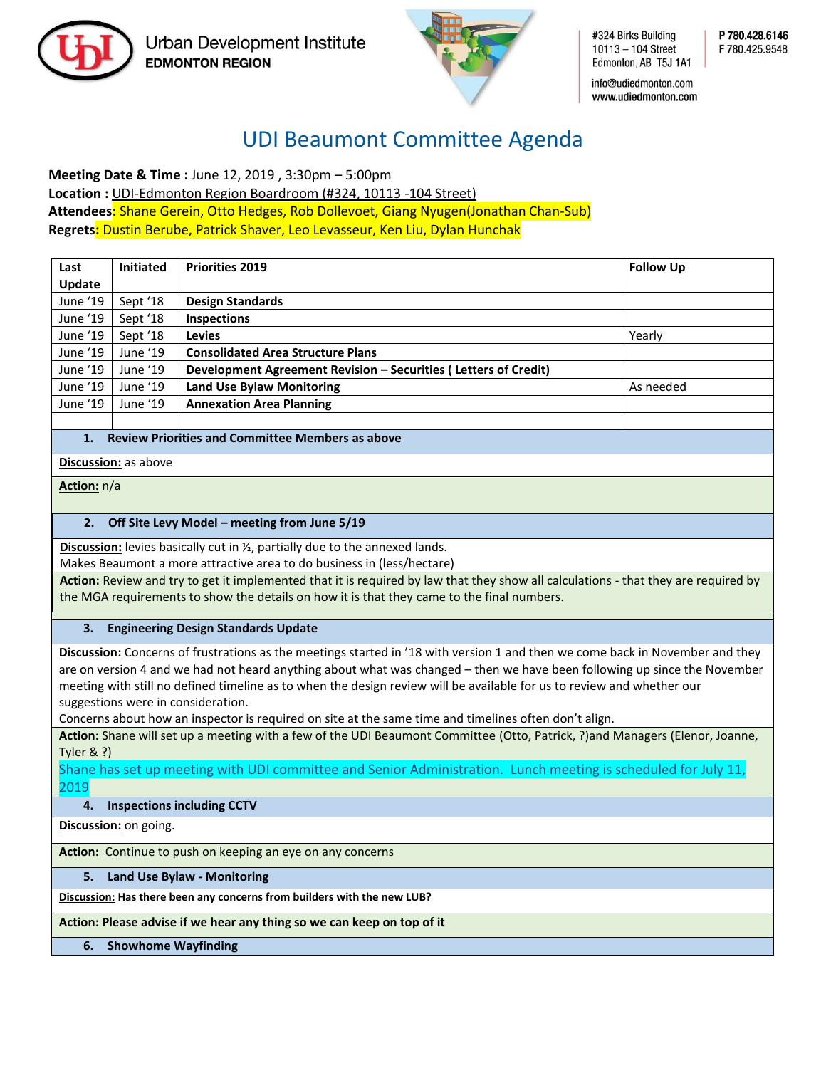Urban Development Institute
**EDMONTON REGION**

#324 Birks Building
10113 – 104 Street
Edmonton, AB T5J 1A1

info@udiedmonton.com
www.udiedmonton.com

P 780.428.6146
F 780.425.9548

# UDI Beaumont Committee Agenda

**Meeting Date & Time :** June 12, 2019 , 3:30pm – 5:00pm
**Location :** UDI-Edmonton Region Boardroom (#324, 10113 -104 Street)
**Attendees:** Shane Gerein, Otto Hedges, Rob Dollevoet, Giang Nyugen(Jonathan Chan-Sub)
**Regrets:** Dustin Berube, Patrick Shaver, Leo Levasseur, Ken Liu, Dylan Hunchak

| Last Update | Initiated | Priorities 2019 | Follow Up |
|---|---|---|---|
| June '19 | Sept '18 | **Design Standards** | |
| June '19 | Sept '18 | **Inspections** | |
| June '19 | Sept '18 | **Levies** | Yearly |
| June '19 | June '19 | **Consolidated Area Structure Plans** | |
| June '19 | June '19 | **Development Agreement Revision – Securities ( Letters of Credit)** | |
| June '19 | June '19 | **Land Use Bylaw Monitoring** | As needed |
| June '19 | June '19 | **Annexation Area Planning** | |
| | | | |

**1. Review Priorities and Committee Members as above**

**Discussion:** as above

**Action:** n/a

**2. Off Site Levy Model – meeting from June 5/19**

**Discussion:** levies basically cut in ½, partially due to the annexed lands.
Makes Beaumont a more attractive area to do business in (less/hectare)

**Action:** Review and try to get it implemented that it is required by law that they show all calculations - that they are required by the MGA requirements to show the details on how it is that they came to the final numbers.

**3. Engineering Design Standards Update**

**Discussion:** Concerns of frustrations as the meetings started in '18 with version 1 and then we come back in November and they are on version 4 and we had not heard anything about what was changed – then we have been following up since the November meeting with still no defined timeline as to when the design review will be available for us to review and whether our suggestions were in consideration.
Concerns about how an inspector is required on site at the same time and timelines often don't align.

**Action:** Shane will set up a meeting with a few of the UDI Beaumont Committee (Otto, Patrick, ?)and Managers (Elenor, Joanne, Tyler & ?)
Shane has set up meeting with UDI committee and Senior Administration. Lunch meeting is scheduled for July 11, 2019

**4. Inspections including CCTV**

**Discussion:** on going.

**Action:** Continue to push on keeping an eye on any concerns

**5. Land Use Bylaw - Monitoring**

**Discussion:** **Has there been any concerns from builders with the new LUB?**

**Action: Please advise if we hear any thing so we can keep on top of it**

**6. Showhome Wayfinding**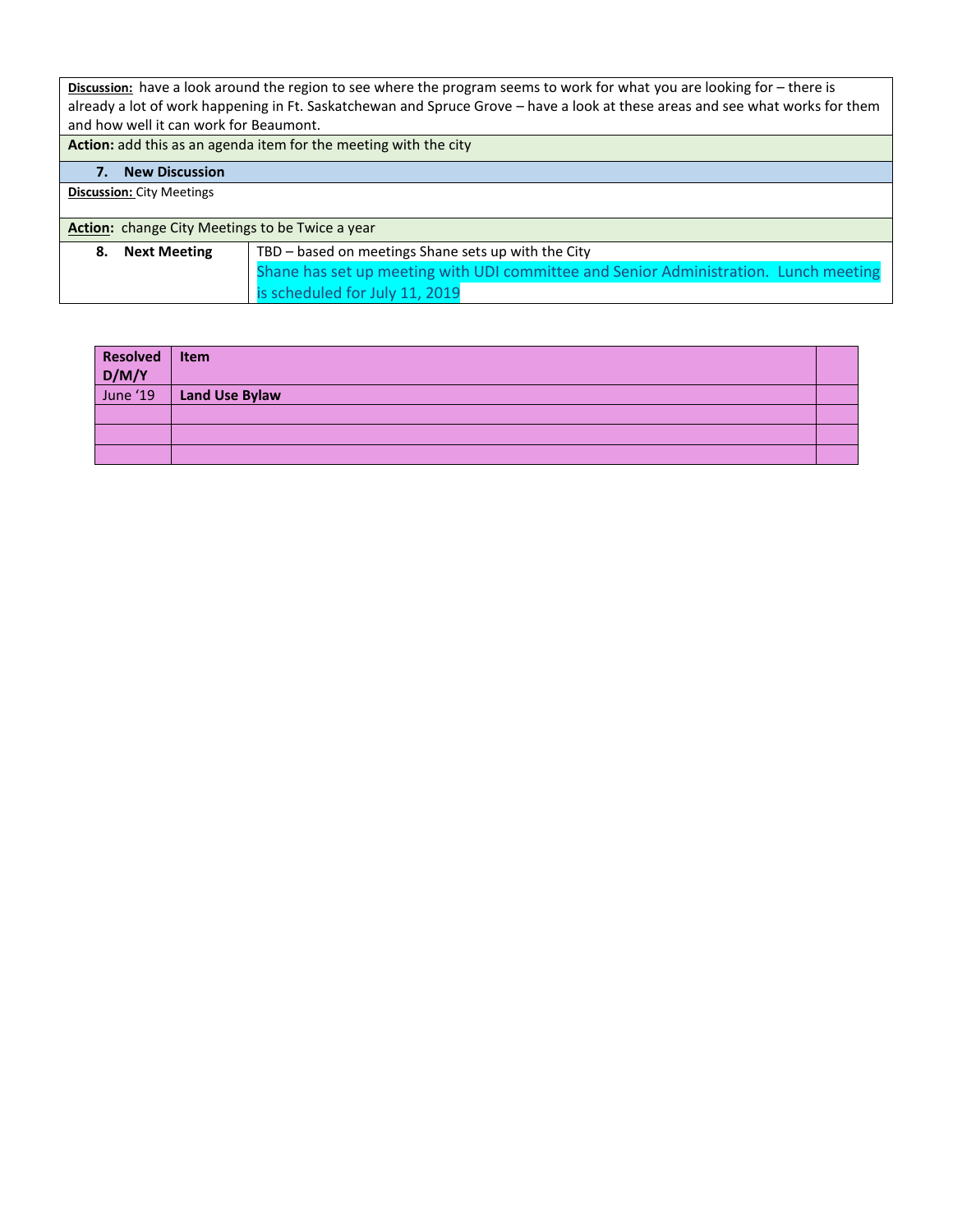**Discussion:** have a look around the region to see where the program seems to work for what you are looking for – there is already a lot of work happening in Ft. Saskatchewan and Spruce Grove – have a look at these areas and see what works for them and how well it can work for Beaumont.

**Action:** add this as an agenda item for the meeting with the city

**7. New Discussion**

**Discussion:** City Meetings

**Action:** change City Meetings to be Twice a year

| | |
|---|---|
| **8. Next Meeting** | TBD – based on meetings Shane sets up with the City<br>Shane has set up meeting with UDI committee and Senior Administration. Lunch meeting is scheduled for July 11, 2019 |

| Resolved D/M/Y | Item | |
|---|---|---|
| June '19 | **Land Use Bylaw** | |
| | | |
| | | |
| | | |